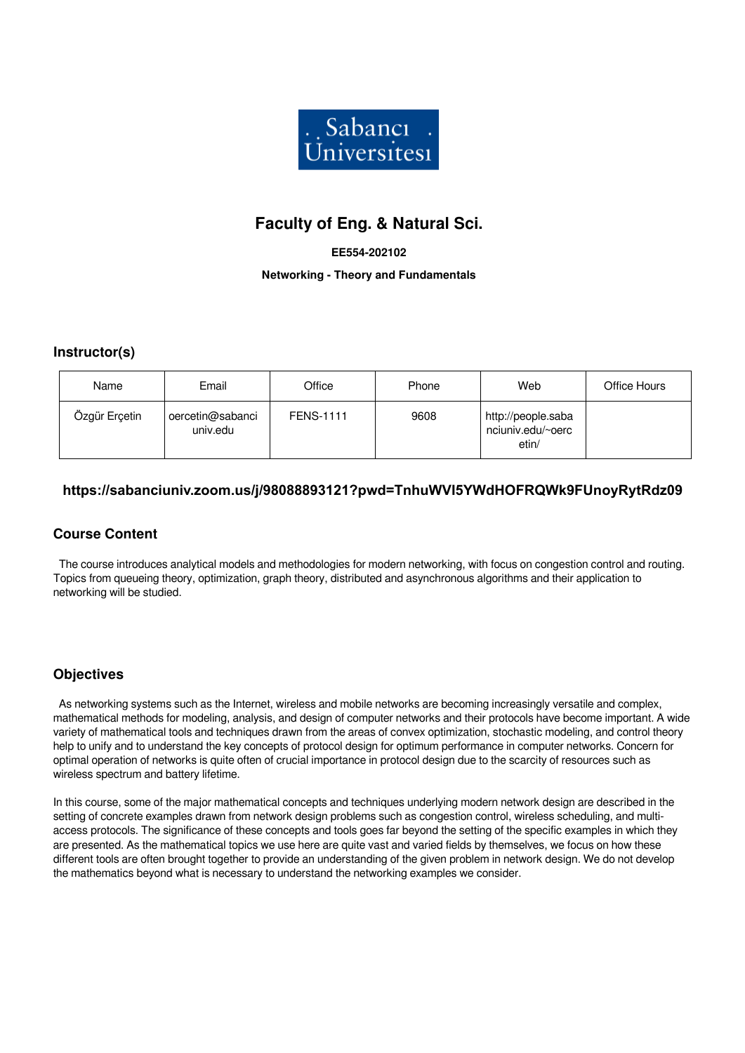# Faculty of Eng. & Natural Sci.

**EE554-202102**

**Networking - Theory and Fundamentals**

## Instructor(s)

| Name | Email | Office | Phone | Web | Office Hours |
|---|---|---|---|---|---|
| Özgür Erçetin | oercetin@sabanciuniv.edu | FENS-1111 | 9608 | http://people.sabanciuniv.edu/~oercetin/ | |

**https://sabanciuniv.zoom.us/j/98088893121?pwd=TnhuWVI5YWdHOFRQWk9FUnoyRytRdz09**

## Course Content

The course introduces analytical models and methodologies for modern networking, with focus on congestion control and routing. Topics from queueing theory, optimization, graph theory, distributed and asynchronous algorithms and their application to networking will be studied.

## Objectives

As networking systems such as the Internet, wireless and mobile networks are becoming increasingly versatile and complex, mathematical methods for modeling, analysis, and design of computer networks and their protocols have become important. A wide variety of mathematical tools and techniques drawn from the areas of convex optimization, stochastic modeling, and control theory help to unify and to understand the key concepts of protocol design for optimum performance in computer networks. Concern for optimal operation of networks is quite often of crucial importance in protocol design due to the scarcity of resources such as wireless spectrum and battery lifetime.

In this course, some of the major mathematical concepts and techniques underlying modern network design are described in the setting of concrete examples drawn from network design problems such as congestion control, wireless scheduling, and multi-access protocols. The significance of these concepts and tools goes far beyond the setting of the specific examples in which they are presented. As the mathematical topics we use here are quite vast and varied fields by themselves, we focus on how these different tools are often brought together to provide an understanding of the given problem in network design. We do not develop the mathematics beyond what is necessary to understand the networking examples we consider.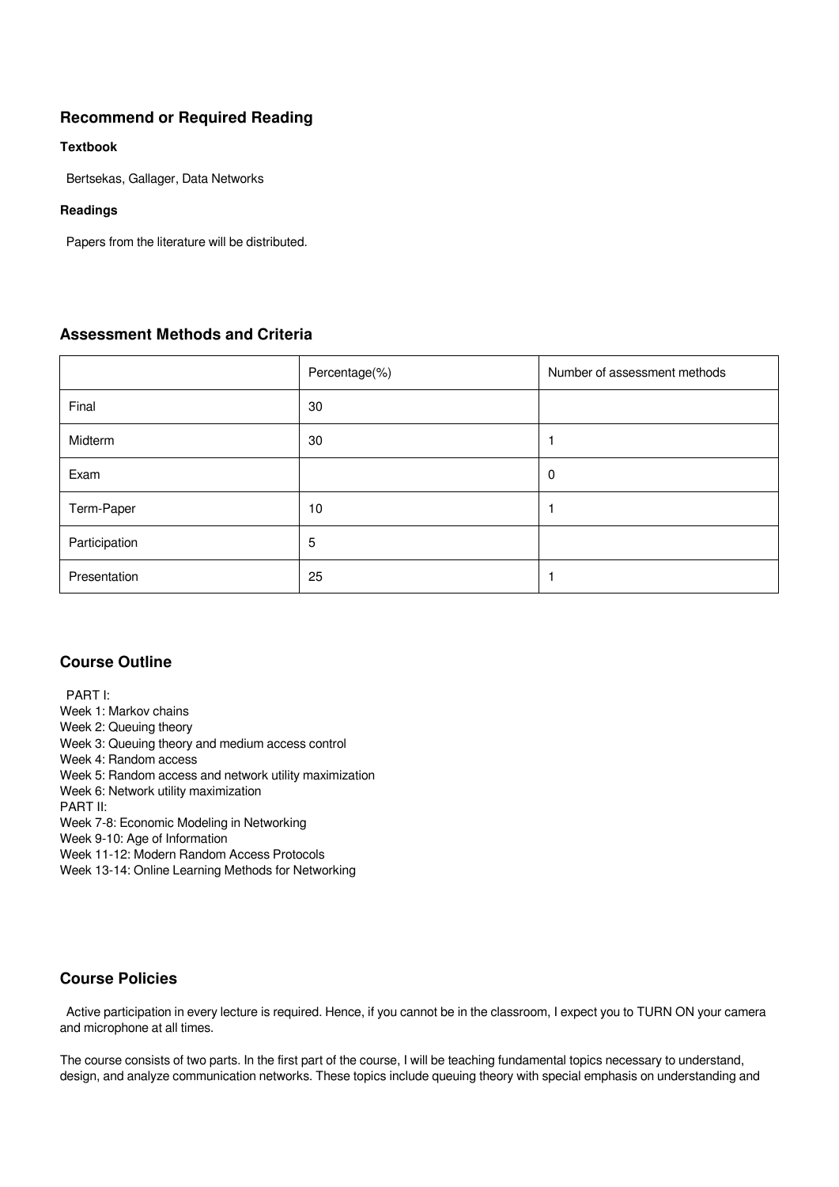## Recommend or Required Reading

### Textbook

Bertsekas, Gallager, Data Networks

### Readings

Papers from the literature will be distributed.

## Assessment Methods and Criteria

| | Percentage(%) | Number of assessment methods |
|---|---|---|
| Final | 30 | |
| Midterm | 30 | 1 |
| Exam | | 0 |
| Term-Paper | 10 | 1 |
| Participation | 5 | |
| Presentation | 25 | 1 |

## Course Outline

PART I:
Week 1: Markov chains
Week 2: Queuing theory
Week 3: Queuing theory and medium access control
Week 4: Random access
Week 5: Random access and network utility maximization
Week 6: Network utility maximization
PART II:
Week 7-8: Economic Modeling in Networking
Week 9-10: Age of Information
Week 11-12: Modern Random Access Protocols
Week 13-14: Online Learning Methods for Networking

## Course Policies

Active participation in every lecture is required. Hence, if you cannot be in the classroom, I expect you to TURN ON your camera and microphone at all times.

The course consists of two parts. In the first part of the course, I will be teaching fundamental topics necessary to understand, design, and analyze communication networks. These topics include queuing theory with special emphasis on understanding and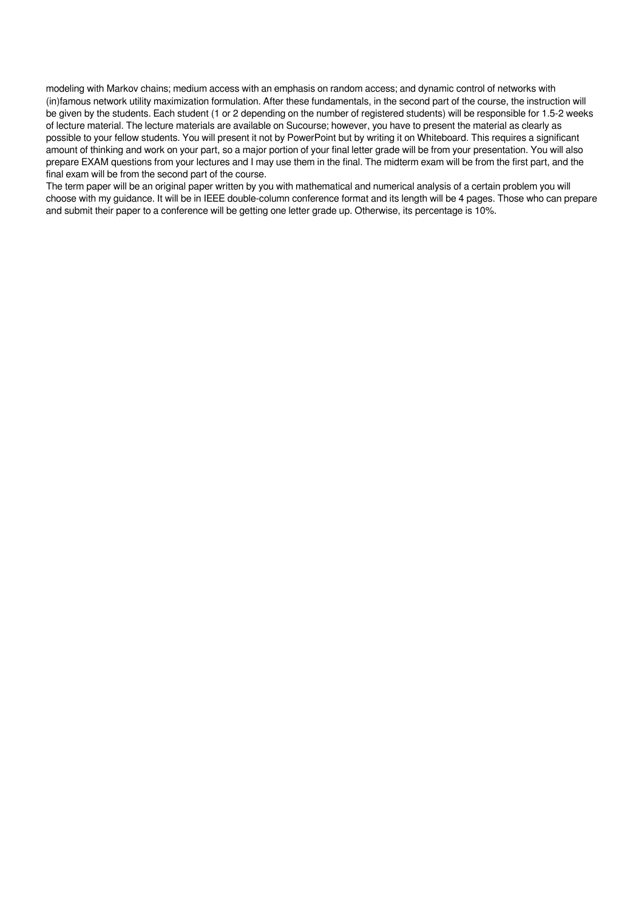modeling with Markov chains; medium access with an emphasis on random access; and dynamic control of networks with (in)famous network utility maximization formulation. After these fundamentals, in the second part of the course, the instruction will be given by the students. Each student (1 or 2 depending on the number of registered students) will be responsible for 1.5-2 weeks of lecture material. The lecture materials are available on Sucourse; however, you have to present the material as clearly as possible to your fellow students. You will present it not by PowerPoint but by writing it on Whiteboard. This requires a significant amount of thinking and work on your part, so a major portion of your final letter grade will be from your presentation. You will also prepare EXAM questions from your lectures and I may use them in the final. The midterm exam will be from the first part, and the final exam will be from the second part of the course.

The term paper will be an original paper written by you with mathematical and numerical analysis of a certain problem you will choose with my guidance. It will be in IEEE double-column conference format and its length will be 4 pages. Those who can prepare and submit their paper to a conference will be getting one letter grade up. Otherwise, its percentage is 10%.